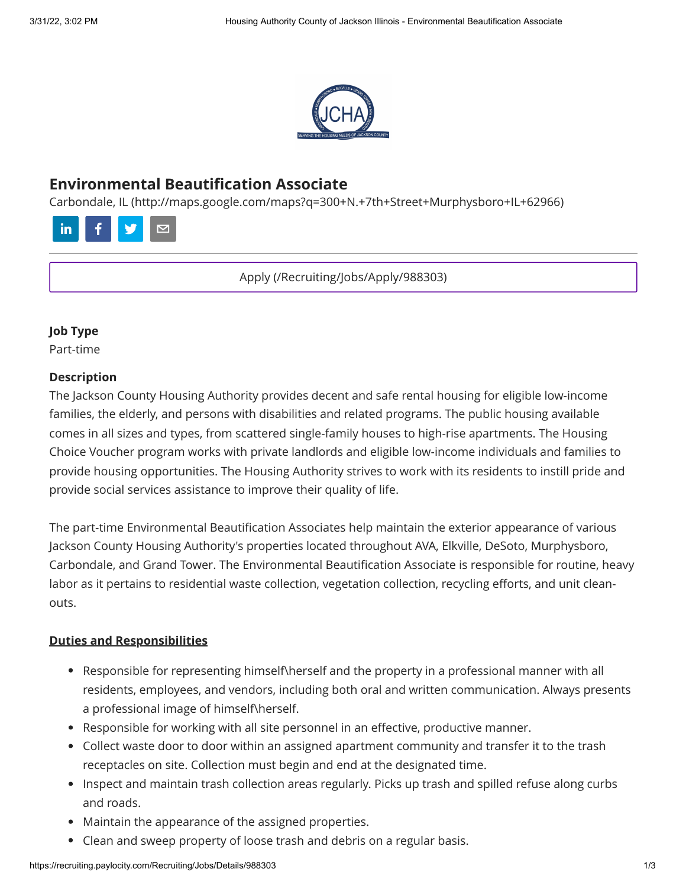# Environmental Beautification Associate

Carbondale, IL (http://maps.google.com/maps?q=300+N.+7th+Street+Murphysboro+IL+62966)

Apply (/Recruiting/Jobs/Apply/988303)

### Job Type

Part-time

### Description

The Jackson County Housing Authority provides decent and safe rental housing for eligible low-income families, the elderly, and persons with disabilities and related programs. The public housing available comes in all sizes and types, from scattered single-family houses to high-rise apartments. The Housing Choice Voucher program works with private landlords and eligible low-income individuals and families to provide housing opportunities. The Housing Authority strives to work with its residents to instill pride and provide social services assistance to improve their quality of life.

The part-time Environmental Beautification Associates help maintain the exterior appearance of various Jackson County Housing Authority's properties located throughout AVA, Elkville, DeSoto, Murphysboro, Carbondale, and Grand Tower. The Environmental Beautification Associate is responsible for routine, heavy labor as it pertains to residential waste collection, vegetation collection, recycling efforts, and unit clean-outs.

**Duties and Responsibilities**

- Responsible for representing himself\herself and the property in a professional manner with all residents, employees, and vendors, including both oral and written communication. Always presents a professional image of himself\herself.
- Responsible for working with all site personnel in an effective, productive manner.
- Collect waste door to door within an assigned apartment community and transfer it to the trash receptacles on site. Collection must begin and end at the designated time.
- Inspect and maintain trash collection areas regularly. Picks up trash and spilled refuse along curbs and roads.
- Maintain the appearance of the assigned properties.
- Clean and sweep property of loose trash and debris on a regular basis.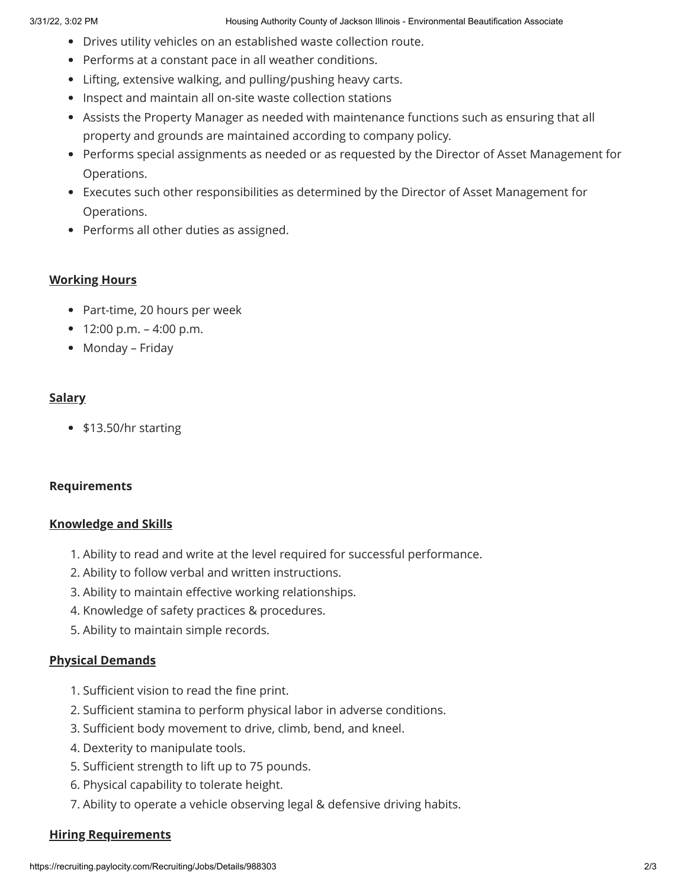- Drives utility vehicles on an established waste collection route.
- Performs at a constant pace in all weather conditions.
- Lifting, extensive walking, and pulling/pushing heavy carts.
- Inspect and maintain all on-site waste collection stations
- Assists the Property Manager as needed with maintenance functions such as ensuring that all property and grounds are maintained according to company policy.
- Performs special assignments as needed or as requested by the Director of Asset Management for Operations.
- Executes such other responsibilities as determined by the Director of Asset Management for Operations.
- Performs all other duties as assigned.

**Working Hours**

- Part-time, 20 hours per week
- 12:00 p.m. – 4:00 p.m.
- Monday – Friday

**Salary**

- $13.50/hr starting

**Requirements**

**Knowledge and Skills**

1. Ability to read and write at the level required for successful performance.
2. Ability to follow verbal and written instructions.
3. Ability to maintain effective working relationships.
4. Knowledge of safety practices & procedures.
5. Ability to maintain simple records.

**Physical Demands**

1. Sufficient vision to read the fine print.
2. Sufficient stamina to perform physical labor in adverse conditions.
3. Sufficient body movement to drive, climb, bend, and kneel.
4. Dexterity to manipulate tools.
5. Sufficient strength to lift up to 75 pounds.
6. Physical capability to tolerate height.
7. Ability to operate a vehicle observing legal & defensive driving habits.

**Hiring Requirements**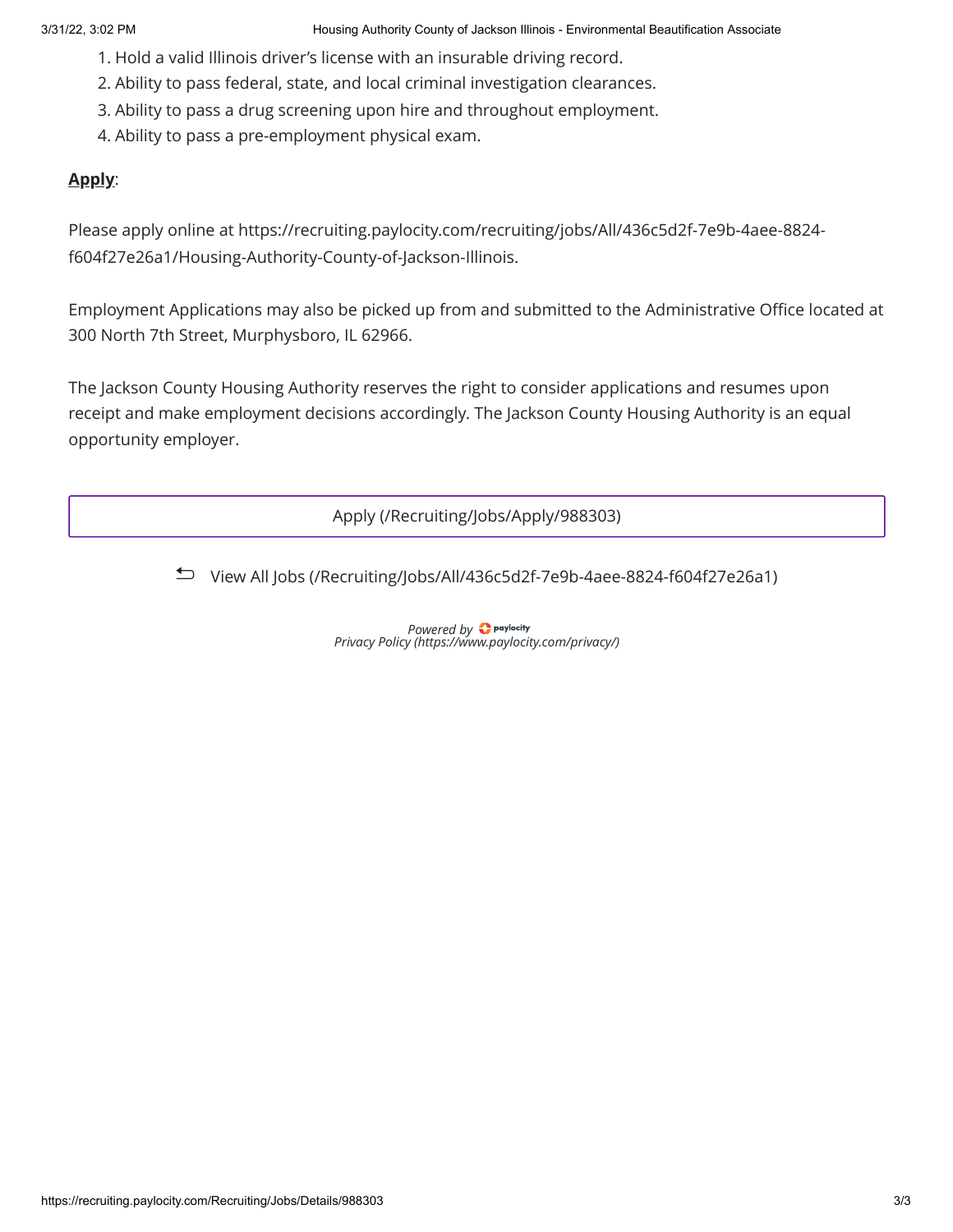1. Hold a valid Illinois driver's license with an insurable driving record.
2. Ability to pass federal, state, and local criminal investigation clearances.
3. Ability to pass a drug screening upon hire and throughout employment.
4. Ability to pass a pre-employment physical exam.

**Apply**:

Please apply online at https://recruiting.paylocity.com/recruiting/jobs/All/436c5d2f-7e9b-4aee-8824-f604f27e26a1/Housing-Authority-County-of-Jackson-Illinois.

Employment Applications may also be picked up from and submitted to the Administrative Office located at 300 North 7th Street, Murphysboro, IL 62966.

The Jackson County Housing Authority reserves the right to consider applications and resumes upon receipt and make employment decisions accordingly. The Jackson County Housing Authority is an equal opportunity employer.

Apply (/Recruiting/Jobs/Apply/988303)

View All Jobs (/Recruiting/Jobs/All/436c5d2f-7e9b-4aee-8824-f604f27e26a1)

*Powered by paylocity*
*Privacy Policy (https://www.paylocity.com/privacy/)*